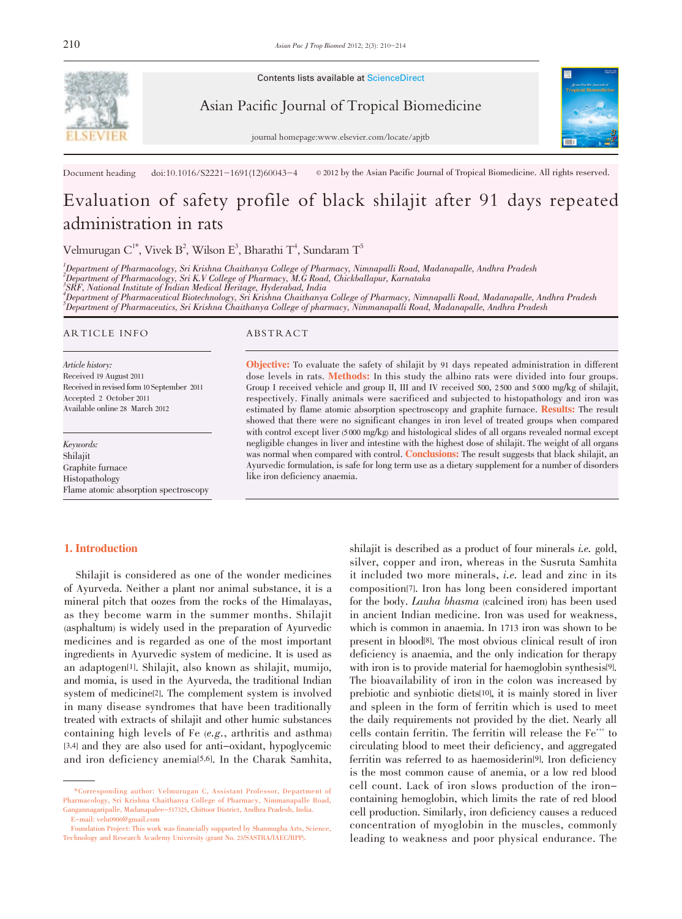Contents lists available at ScienceDirect

Asian Pacific Journal of Tropical Biomedicine

journal homepage:www.elsevier.com/locate/apjtb

Document heading doi:10.1016/S2221-1691(12)60043-4 © 2012 by the Asian Pacific Journal of Tropical Biomedicine. All rights reserved.

# Evaluation of safety profile of black shilajit after 91 days repeated administration in rats

Velmurugan C[1*], Vivek B[2], Wilson E[3], Bharathi T[4], Sundaram T[5]

[1]Department of Pharmacology, Sri Krishna Chaithanya College of Pharmacy, Nimnapalli Road, Madanapalle, Andhra Pradesh
[2]Department of Pharmacology, Sri K.V College of Pharmacy, M.G Road, Chickballapur, Karnataka
[3]SRF, National Institute of Indian Medical Heritage, Hyderabad, India
[4]Department of Pharmaceutical Biotechnology, Sri Krishna Chaithanya College of Pharmacy, Nimnapalli Road, Madanapalle, Andhra Pradesh
[5]Department of Pharmaceutics, Sri Krishna Chaithanya College of pharmacy, Nimmanapalli Road, Madanapalle, Andhra Pradesh

## ARTICLE INFO

*Article history:*
Received 19 August 2011
Received in revised form 10 September 2011
Accepted 2 October 2011
Available online 28 March 2012

*Keywords:*
Shilajit
Graphite furnace
Histopathology
Flame atomic absorption spectroscopy

## ABSTRACT

**Objective:** To evaluate the safety of shilajit by 91 days repeated administration in different dose levels in rats. **Methods:** In this study the albino rats were divided into four groups. Group I received vehicle and group II, III and IV received 500, 2 500 and 5 000 mg/kg of shilajit, respectively. Finally animals were sacrificed and subjected to histopathology and iron was estimated by flame atomic absorption spectroscopy and graphite furnace. **Results:** The result showed that there were no significant changes in iron level of treated groups when compared with control except liver (5 000 mg/kg) and histological slides of all organs revealed normal except negligible changes in liver and intestine with the highest dose of shilajit. The weight of all organs was normal when compared with control. **Conclusions:** The result suggests that black shilajit, an Ayurvedic formulation, is safe for long term use as a dietary supplement for a number of disorders like iron deficiency anaemia.

## 1. Introduction

Shilajit is considered as one of the wonder medicines of Ayurveda. Neither a plant nor animal substance, it is a mineral pitch that oozes from the rocks of the Himalayas, as they become warm in the summer months. Shilajit (asphaltum) is widely used in the preparation of Ayurvedic medicines and is regarded as one of the most important ingredients in Ayurvedic system of medicine. It is used as an adaptogen[1]. Shilajit, also known as shilajit, mumijo, and momia, is used in the Ayurveda, the traditional Indian system of medicine[2]. The complement system is involved in many disease syndromes that have been traditionally treated with extracts of shilajit and other humic substances containing high levels of Fe (*e.g.*, arthritis and asthma)[3,4] and they are also used for anti-oxidant, hypoglycemic and iron deficiency anemia[5,6]. In the Charak Samhita, shilajit is described as a product of four minerals *i.e.* gold, silver, copper and iron, whereas in the Susruta Samhita it included two more minerals, *i.e.* lead and zinc in its composition[7]. Iron has long been considered important for the body. *Lauha bhasma* (calcined iron) has been used in ancient Indian medicine. Iron was used for weakness, which is common in anaemia. In 1713 iron was shown to be present in blood[8]. The most obvious clinical result of iron deficiency is anaemia, and the only indication for therapy with iron is to provide material for haemoglobin synthesis[9]. The bioavailability of iron in the colon was increased by prebiotic and synbiotic diets[10], it is mainly stored in liver and spleen in the form of ferritin which is used to meet the daily requirements not provided by the diet. Nearly all cells contain ferritin. The ferritin will release the $Fe^{+++}$ to circulating blood to meet their deficiency, and aggregated ferritin was referred to as haemosiderin[9]. Iron deficiency is the most common cause of anemia, or a low red blood cell count. Lack of iron slows production of the iron-containing hemoglobin, which limits the rate of red blood cell production. Similarly, iron deficiency causes a reduced concentration of myoglobin in the muscles, commonly leading to weakness and poor physical endurance. The

*Corresponding author: Velmurugan C, Assistant Professor, Department of Pharmacology, Sri Krishna Chaithanya College of Pharmacy, Nimmanapalle Road, Gangannagaripalle, Madanapalee-517325, Chittoor District, Andhra Pradesh, India.
E-mail: velu0906@gmail.com
Foundation Project: This work was financially supported by Shanmugha Arts, Science, Technology and Research Academy University (grant No. 23/SASTRA/IAEC/RPP).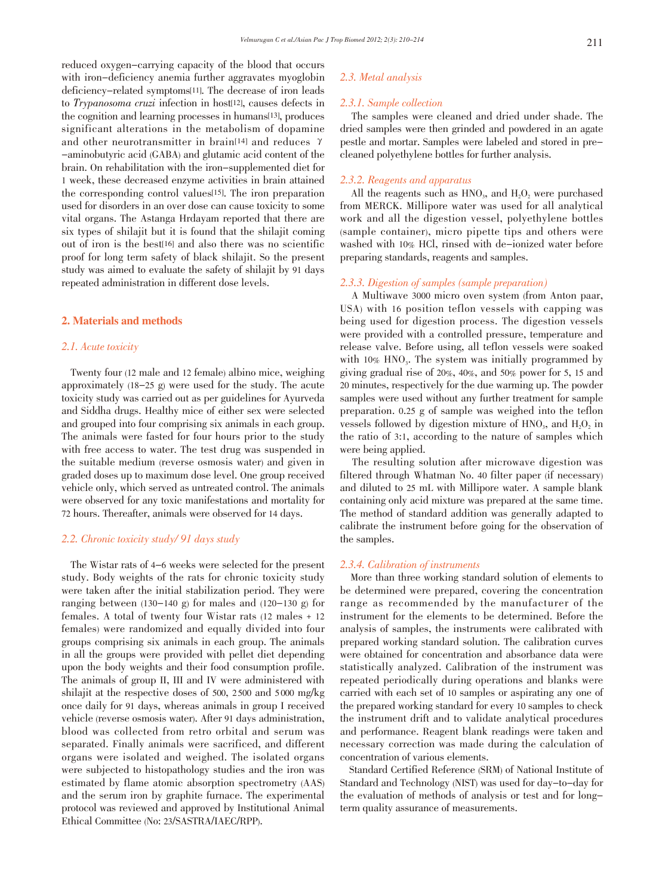reduced oxygen-carrying capacity of the blood that occurs with iron-deficiency anemia further aggravates myoglobin deficiency-related symptoms[11]. The decrease of iron leads to *Trypanosoma cruzi* infection in host[12], causes defects in the cognition and learning processes in humans[13], produces significant alterations in the metabolism of dopamine and other neurotransmitter in brain[14] and reduces γ-aminobutyric acid (GABA) and glutamic acid content of the brain. On rehabilitation with the iron-supplemented diet for 1 week, these decreased enzyme activities in brain attained the corresponding control values[15]. The iron preparation used for disorders in an over dose can cause toxicity to some vital organs. The Astanga Hrdayam reported that there are six types of shilajit but it is found that the shilajit coming out of iron is the best[16] and also there was no scientific proof for long term safety of black shilajit. So the present study was aimed to evaluate the safety of shilajit by 91 days repeated administration in different dose levels.

## 2. Materials and methods

### 2.1. Acute toxicity

Twenty four (12 male and 12 female) albino mice, weighing approximately (18-25 g) were used for the study. The acute toxicity study was carried out as per guidelines for Ayurveda and Siddha drugs. Healthy mice of either sex were selected and grouped into four comprising six animals in each group. The animals were fasted for four hours prior to the study with free access to water. The test drug was suspended in the suitable medium (reverse osmosis water) and given in graded doses up to maximum dose level. One group received vehicle only, which served as untreated control. The animals were observed for any toxic manifestations and mortality for 72 hours. Thereafter, animals were observed for 14 days.

### 2.2. Chronic toxicity study/ 91 days study

The Wistar rats of 4-6 weeks were selected for the present study. Body weights of the rats for chronic toxicity study were taken after the initial stabilization period. They were ranging between (130-140 g) for males and (120-130 g) for females. A total of twenty four Wistar rats (12 males + 12 females) were randomized and equally divided into four groups comprising six animals in each group. The animals in all the groups were provided with pellet diet depending upon the body weights and their food consumption profile. The animals of group II, III and IV were administered with shilajit at the respective doses of 500, 2 500 and 5 000 mg/kg once daily for 91 days, whereas animals in group I received vehicle (reverse osmosis water). After 91 days administration, blood was collected from retro orbital and serum was separated. Finally animals were sacrificed, and different organs were isolated and weighed. The isolated organs were subjected to histopathology studies and the iron was estimated by flame atomic absorption spectrometry (AAS) and the serum iron by graphite furnace. The experimental protocol was reviewed and approved by Institutional Animal Ethical Committee (No: 23/SASTRA/IAEC/RPP).

### 2.3. Metal analysis

#### 2.3.1. Sample collection

The samples were cleaned and dried under shade. The dried samples were then grinded and powdered in an agate pestle and mortar. Samples were labeled and stored in pre-cleaned polyethylene bottles for further analysis.

#### 2.3.2. Reagents and apparatus

All the reagents such as $HNO_3$, and $H_2O_2$ were purchased from MERCK. Millipore water was used for all analytical work and all the digestion vessel, polyethylene bottles (sample container), micro pipette tips and others were washed with 10% HCl, rinsed with de-ionized water before preparing standards, reagents and samples.

#### 2.3.3. Digestion of samples (sample preparation)

A Multiwave 3000 micro oven system (from Anton paar, USA) with 16 position teflon vessels with capping was being used for digestion process. The digestion vessels were provided with a controlled pressure, temperature and release valve. Before using, all teflon vessels were soaked with 10% $HNO_3$. The system was initially programmed by giving gradual rise of 20%, 40%, and 50% power for 5, 15 and 20 minutes, respectively for the due warming up. The powder samples were used without any further treatment for sample preparation. 0.25 g of sample was weighed into the teflon vessels followed by digestion mixture of $HNO_3$, and $H_2O_2$ in the ratio of 3:1, according to the nature of samples which were being applied.

The resulting solution after microwave digestion was filtered through Whatman No. 40 filter paper (if necessary) and diluted to 25 mL with Millipore water. A sample blank containing only acid mixture was prepared at the same time. The method of standard addition was generally adapted to calibrate the instrument before going for the observation of the samples.

#### 2.3.4. Calibration of instruments

More than three working standard solution of elements to be determined were prepared, covering the concentration range as recommended by the manufacturer of the instrument for the elements to be determined. Before the analysis of samples, the instruments were calibrated with prepared working standard solution. The calibration curves were obtained for concentration and absorbance data were statistically analyzed. Calibration of the instrument was repeated periodically during operations and blanks were carried with each set of 10 samples or aspirating any one of the prepared working standard for every 10 samples to check the instrument drift and to validate analytical procedures and performance. Reagent blank readings were taken and necessary correction was made during the calculation of concentration of various elements.

Standard Certified Reference (SRM) of National Institute of Standard and Technology (NIST) was used for day-to-day for the evaluation of methods of analysis or test and for long-term quality assurance of measurements.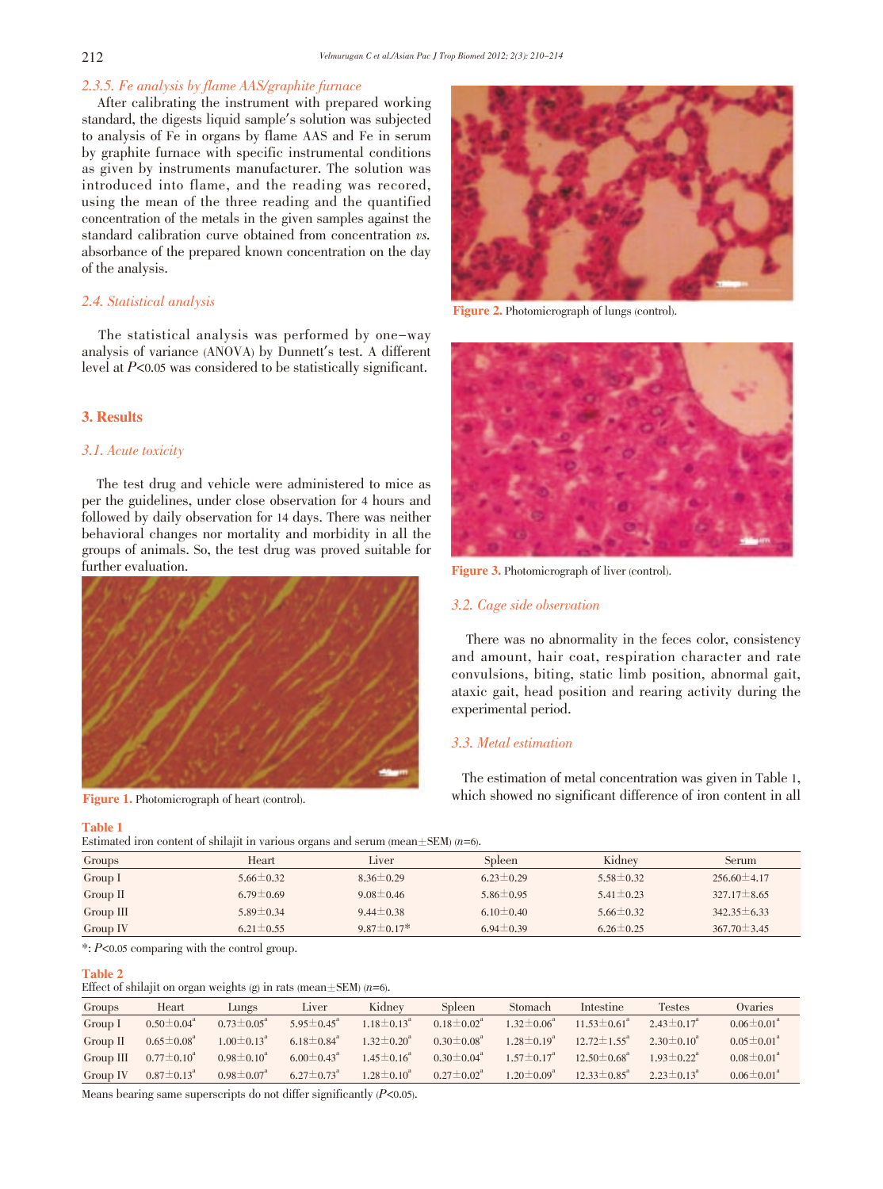#### 2.3.5. Fe analysis by flame AAS/graphite furnace

After calibrating the instrument with prepared working standard, the digests liquid sample's solution was subjected to analysis of Fe in organs by flame AAS and Fe in serum by graphite furnace with specific instrumental conditions as given by instruments manufacturer. The solution was introduced into flame, and the reading was recored, using the mean of the three reading and the quantified concentration of the metals in the given samples against the standard calibration curve obtained from concentration *vs.* absorbance of the prepared known concentration on the day of the analysis.

### 2.4. Statistical analysis

The statistical analysis was performed by one-way analysis of variance (ANOVA) by Dunnett's test. A different level at $P<0.05$ was considered to be statistically significant.

## 3. Results

### 3.1. Acute toxicity

The test drug and vehicle were administered to mice as per the guidelines, under close observation for 4 hours and followed by daily observation for 14 days. There was neither behavioral changes nor mortality and morbidity in all the groups of animals. So, the test drug was proved suitable for further evaluation.

Figure 1. Photomicrograph of heart (control).

Figure 2. Photomicrograph of lungs (control).

Figure 3. Photomicrograph of liver (control).

### 3.2. Cage side observation

There was no abnormality in the feces color, consistency and amount, hair coat, respiration character and rate convulsions, biting, static limb position, abnormal gait, ataxic gait, head position and rearing activity during the experimental period.

### 3.3. Metal estimation

The estimation of metal concentration was given in Table 1, which showed no significant difference of iron content in all

**Table 1**
Estimated iron content of shilajit in various organs and serum (mean±SEM) ($n$=6).

| Groups | Heart | Liver | Spleen | Kidney | Serum |
|---|---|---|---|---|---|
| Group I | 5.66±0.32 | 8.36±0.29 | 6.23±0.29 | 5.58±0.32 | 256.60±4.17 |
| Group II | 6.79±0.69 | 9.08±0.46 | 5.86±0.95 | 5.41±0.23 | 327.17±8.65 |
| Group III | 5.89±0.34 | 9.44±0.38 | 6.10±0.40 | 5.66±0.32 | 342.35±6.33 |
| Group IV | 6.21±0.55 | 9.87±0.17* | 6.94±0.39 | 6.26±0.25 | 367.70±3.45 |

*: $P<0.05$ comparing with the control group.

**Table 2**
Effect of shilajit on organ weights (g) in rats (mean±SEM) ($n$=6).

| Groups | Heart | Lungs | Liver | Kidney | Spleen | Stomach | Intestine | Testes | Ovaries |
|---|---|---|---|---|---|---|---|---|---|
| Group I | 0.50±0.04[a] | 0.73±0.05[a] | 5.95±0.45[a] | 1.18±0.13[a] | 0.18±0.02[a] | 1.32±0.06[a] | 11.53±0.61[a] | 2.43±0.17[a] | 0.06±0.01[a] |
| Group II | 0.65±0.08[a] | 1.00±0.13[a] | 6.18±0.84[a] | 1.32±0.20[a] | 0.30±0.08[a] | 1.28±0.19[a] | 12.72±1.55[a] | 2.30±0.10[a] | 0.05±0.01[a] |
| Group III | 0.77±0.10[a] | 0.98±0.10[a] | 6.00±0.43[a] | 1.45±0.16[a] | 0.30±0.04[a] | 1.57±0.17[a] | 12.50±0.68[a] | 1.93±0.22[a] | 0.08±0.01[a] |
| Group IV | 0.87±0.13[a] | 0.98±0.07[a] | 6.27±0.73[a] | 1.28±0.10[a] | 0.27±0.02[a] | 1.20±0.09[a] | 12.33±0.85[a] | 2.23±0.13[a] | 0.06±0.01[a] |

Means bearing same superscripts do not differ significantly ($P<0.05$).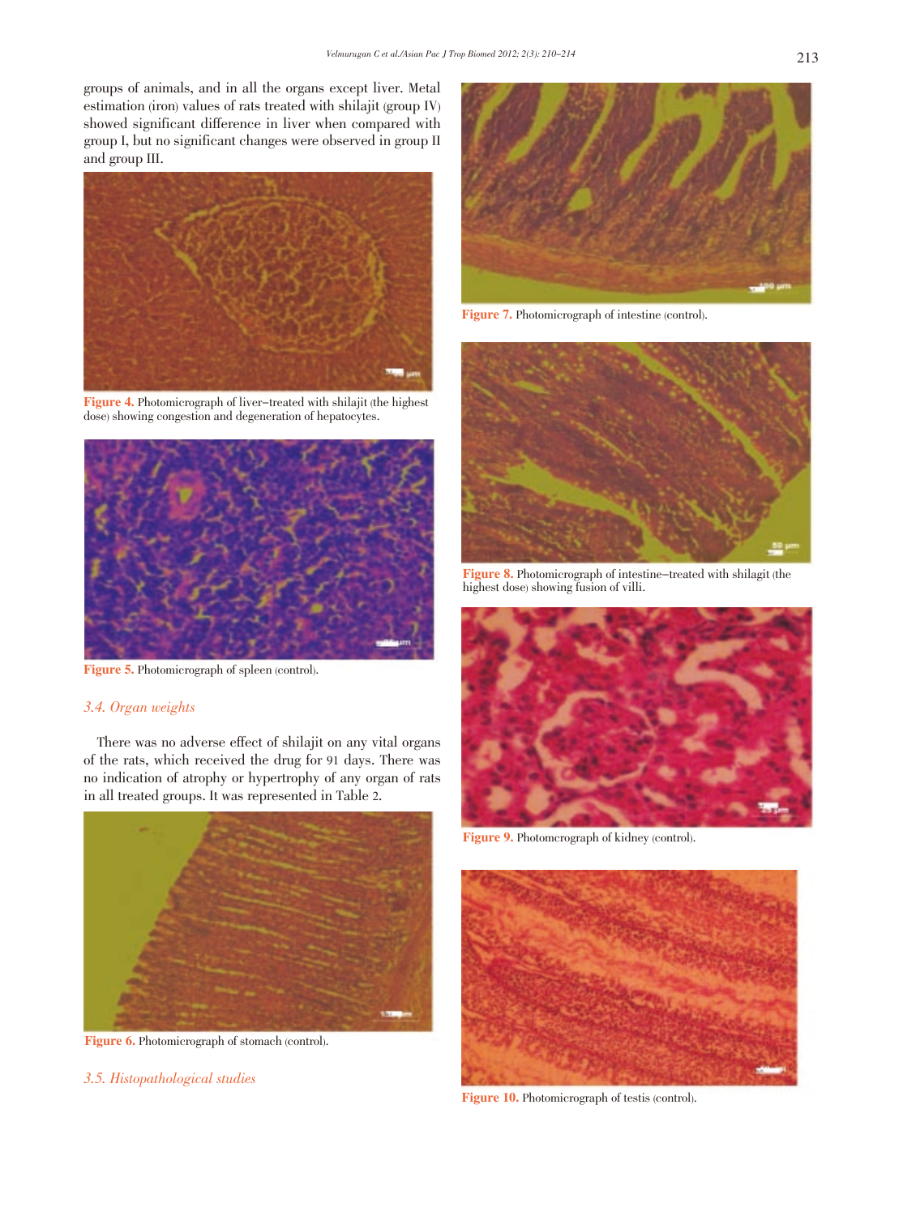groups of animals, and in all the organs except liver. Metal estimation (iron) values of rats treated with shilajit (group IV) showed significant difference in liver when compared with group I, but no significant changes were observed in group II and group III.

Figure 4. Photomicrograph of liver–treated with shilajit (the highest dose) showing congestion and degeneration of hepatocytes.

Figure 5. Photomicrograph of spleen (control).

### 3.4. Organ weights

There was no adverse effect of shilajit on any vital organs of the rats, which received the drug for 91 days. There was no indication of atrophy or hypertrophy of any organ of rats in all treated groups. It was represented in Table 2.

Figure 6. Photomicrograph of stomach (control).

### 3.5. Histopathological studies

Figure 7. Photomicrograph of intestine (control).

Figure 8. Photomicrograph of intestine–treated with shilagit (the highest dose) showing fusion of villi.

Figure 9. Photomcrograph of kidney (control).

Figure 10. Photomicrograph of testis (control).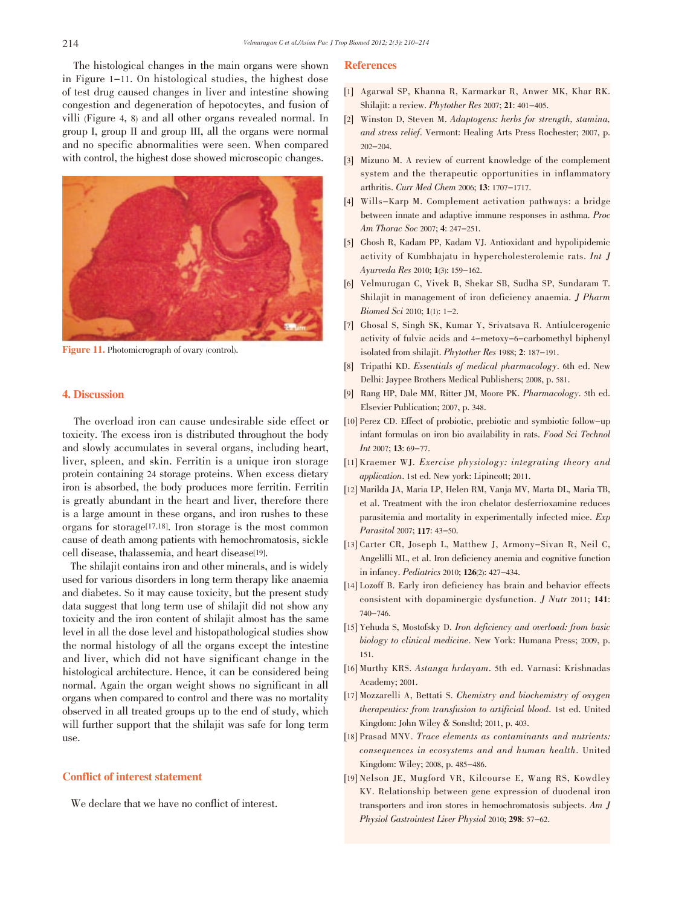The histological changes in the main organs were shown in Figure 1–11. On histological studies, the highest dose of test drug caused changes in liver and intestine showing congestion and degeneration of hepatocytes, and fusion of villi (Figure 4, 8) and all other organs revealed normal. In group I, group II and group III, all the organs were normal and no specific abnormalities were seen. When compared with control, the highest dose showed microscopic changes.

**Figure 11.** Photomicrograph of ovary (control).

## 4. Discussion

The overload iron can cause undesirable side effect or toxicity. The excess iron is distributed throughout the body and slowly accumulates in several organs, including heart, liver, spleen, and skin. Ferritin is a unique iron storage protein containing 24 storage proteins. When excess dietary iron is absorbed, the body produces more ferritin. Ferritin is greatly abundant in the heart and liver, therefore there is a large amount in these organs, and iron rushes to these organs for storage[17,18]. Iron storage is the most common cause of death among patients with hemochromatosis, sickle cell disease, thalassemia, and heart disease[19].

The shilajit contains iron and other minerals, and is widely used for various disorders in long term therapy like anaemia and diabetes. So it may cause toxicity, but the present study data suggest that long term use of shilajit did not show any toxicity and the iron content of shilajit almost has the same level in all the dose level and histopathological studies show the normal histology of all the organs except the intestine and liver, which did not have significant change in the histological architecture. Hence, it can be considered being normal. Again the organ weight shows no significant in all organs when compared to control and there was no mortality observed in all treated groups up to the end of study, which will further support that the shilajit was safe for long term use.

## Conflict of interest statement

We declare that we have no conflict of interest.

## References

[1] Agarwal SP, Khanna R, Karmarkar R, Anwer MK, Khar RK. Shilajit: a review. *Phytother Res* 2007; **21**: 401–405.

[2] Winston D, Steven M. *Adaptogens: herbs for strength, stamina, and stress relief*. Vermont: Healing Arts Press Rochester; 2007, p. 202–204.

[3] Mizuno M. A review of current knowledge of the complement system and the therapeutic opportunities in inflammatory arthritis. *Curr Med Chem* 2006; **13**: 1707–1717.

[4] Wills–Karp M. Complement activation pathways: a bridge between innate and adaptive immune responses in asthma. *Proc Am Thorac Soc* 2007; **4**: 247–251.

[5] Ghosh R, Kadam PP, Kadam VJ. Antioxidant and hypolipidemic activity of Kumbhajatu in hypercholesterolemic rats. *Int J Ayurveda Res* 2010; **1**(3): 159–162.

[6] Velmurugan C, Vivek B, Shekar SB, Sudha SP, Sundaram T. Shilajit in management of iron deficiency anaemia. *J Pharm Biomed Sci* 2010; **1**(1): 1–2.

[7] Ghosal S, Singh SK, Kumar Y, Srivatsava R. Antiulcerogenic activity of fulvic acids and 4–metoxy–6–carbomethyl biphenyl isolated from shilajit. *Phytother Res* 1988; **2**: 187–191.

[8] Tripathi KD. *Essentials of medical pharmacology*. 6th ed. New Delhi: Jaypee Brothers Medical Publishers; 2008, p. 581.

[9] Rang HP, Dale MM, Ritter JM, Moore PK. *Pharmacology*. 5th ed. Elsevier Publication; 2007, p. 348.

[10] Perez CD. Effect of probiotic, prebiotic and symbiotic follow–up infant formulas on iron bio availability in rats. *Food Sci Technol Int* 2007; **13**: 69–77.

[11] Kraemer WJ. *Exercise physiology: integrating theory and application*. 1st ed. New york: Lipincott; 2011.

[12] Marilda JA, Maria LP, Helen RM, Vanja MV, Marta DL, Maria TB, et al. Treatment with the iron chelator desferrioxamine reduces parasitemia and mortality in experimentally infected mice. *Exp Parasitol* 2007; **117**: 43–50.

[13] Carter CR, Joseph L, Matthew J, Armony–Sivan R, Neil C, Angelilli ML, et al. Iron deficiency anemia and cognitive function in infancy. *Pediatrics* 2010; **126**(2): 427–434.

[14] Lozoff B. Early iron deficiency has brain and behavior effects consistent with dopaminergic dysfunction. *J Nutr* 2011; **141**: 740–746.

[15] Yehuda S, Mostofsky D. *Iron deficiency and overload: from basic biology to clinical medicine*. New York: Humana Press; 2009, p. 151.

[16] Murthy KRS. *Astanga hrdayam*. 5th ed. Varnasi: Krishnadas Academy; 2001.

[17] Mozzarelli A, Bettati S. *Chemistry and biochemistry of oxygen therapeutics: from transfusion to artificial blood*. 1st ed. United Kingdom: John Wiley & Sonsltd; 2011, p. 403.

[18] Prasad MNV. *Trace elements as contaminants and nutrients: consequences in ecosystems and and human health*. United Kingdom: Wiley; 2008, p. 485–486.

[19] Nelson JE, Mugford VR, Kilcourse E, Wang RS, Kowdley KV. Relationship between gene expression of duodenal iron transporters and iron stores in hemochromatosis subjects. *Am J Physiol Gastrointest Liver Physiol* 2010; **298**: 57–62.